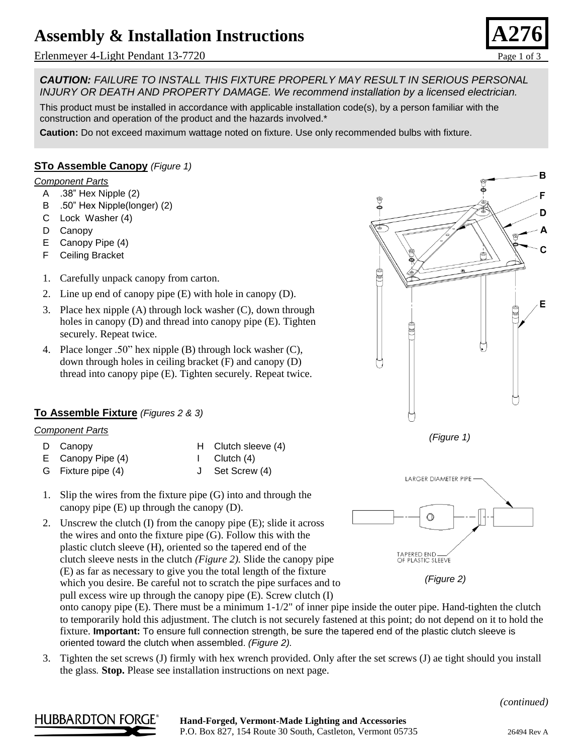# Assembly & Installation Instructions

**A276**

Erlenmeyer 4-Light Pendant 13-7720

***CAUTION:*** *FAILURE TO INSTALL THIS FIXTURE PROPERLY MAY RESULT IN SERIOUS PERSONAL INJURY OR DEATH AND PROPERTY DAMAGE. We recommend installation by a licensed electrician.*

This product must be installed in accordance with applicable installation code(s), by a person familiar with the construction and operation of the product and the hazards involved.*

**Caution:** Do not exceed maximum wattage noted on fixture. Use only recommended bulbs with fixture.

## STo Assemble Canopy *(Figure 1)*

*Component Parts*

- A .38" Hex Nipple (2)
- B .50" Hex Nipple(longer) (2)
- C Lock Washer (4)
- D Canopy
- E Canopy Pipe (4)
- F Ceiling Bracket

1. Carefully unpack canopy from carton.
2. Line up end of canopy pipe (E) with hole in canopy (D).
3. Place hex nipple (A) through lock washer (C), down through holes in canopy (D) and thread into canopy pipe (E). Tighten securely. Repeat twice.
4. Place longer .50" hex nipple (B) through lock washer (C), down through holes in ceiling bracket (F) and canopy (D) thread into canopy pipe (E). Tighten securely. Repeat twice.

*(Figure 1)*

## To Assemble Fixture *(Figures 2 & 3)*

*Component Parts*

- D Canopy
- E Canopy Pipe (4)
- G Fixture pipe (4)
- H Clutch sleeve (4)
- I Clutch (4)
- J Set Screw (4)

1. Slip the wires from the fixture pipe (G) into and through the canopy pipe (E) up through the canopy (D).
2. Unscrew the clutch (I) from the canopy pipe (E); slide it across the wires and onto the fixture pipe (G). Follow this with the plastic clutch sleeve (H), oriented so the tapered end of the clutch sleeve nests in the clutch *(Figure 2).* Slide the canopy pipe (E) as far as necessary to give you the total length of the fixture which you desire. Be careful not to scratch the pipe surfaces and to pull excess wire up through the canopy pipe (E). Screw clutch (I) onto canopy pipe (E). There must be a minimum 1-1/2" of inner pipe inside the outer pipe. Hand-tighten the clutch to temporarily hold this adjustment. The clutch is not securely fastened at this point; do not depend on it to hold the fixture. **Important:** To ensure full connection strength, be sure the tapered end of the plastic clutch sleeve is oriented toward the clutch when assembled. *(Figure 2).*
3. Tighten the set screws (J) firmly with hex wrench provided. Only after the set screws (J) ae tight should you install the glass. **Stop.** Please see installation instructions on next page.

LARGER DIAMETER PIPE

TAPERED END OF PLASTIC SLEEVE

*(Figure 2)*

*(continued)*

HUBBARDTON FORGE

**Hand-Forged, Vermont-Made Lighting and Accessories**
P.O. Box 827, 154 Route 30 South, Castleton, Vermont 05735

26494 Rev A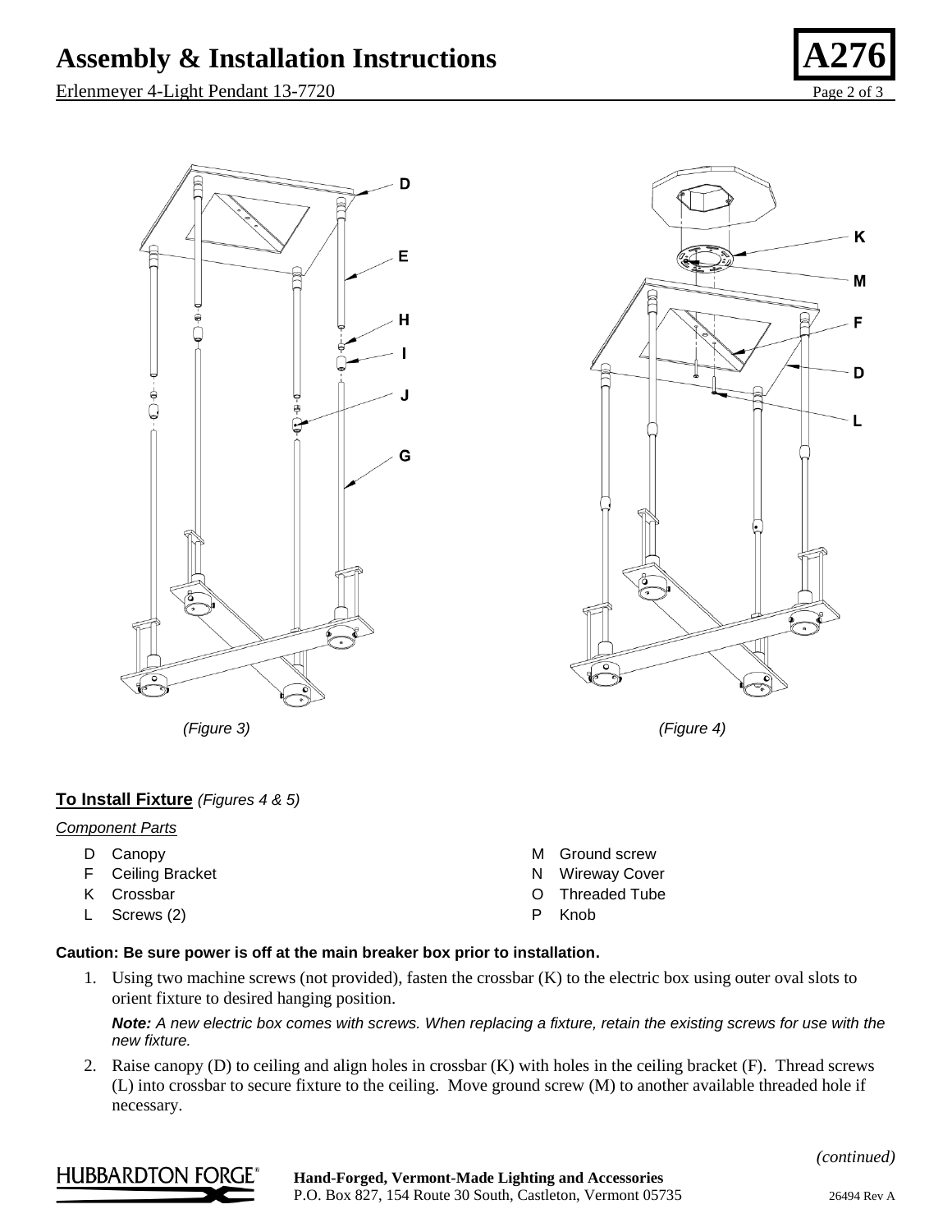(Figure 3)

(Figure 4)

## To Install Fixture *(Figures 4 & 5)*

*Component Parts*

- D Canopy
- F Ceiling Bracket
- K Crossbar
- L Screws (2)
- M Ground screw
- N Wireway Cover
- O Threaded Tube
- P Knob

**Caution: Be sure power is off at the main breaker box prior to installation.**

1. Using two machine screws (not provided), fasten the crossbar (K) to the electric box using outer oval slots to orient fixture to desired hanging position.

   ***Note:*** *A new electric box comes with screws. When replacing a fixture, retain the existing screws for use with the new fixture.*

2. Raise canopy (D) to ceiling and align holes in crossbar (K) with holes in the ceiling bracket (F). Thread screws (L) into crossbar to secure fixture to the ceiling. Move ground screw (M) to another available threaded hole if necessary.

*(continued)*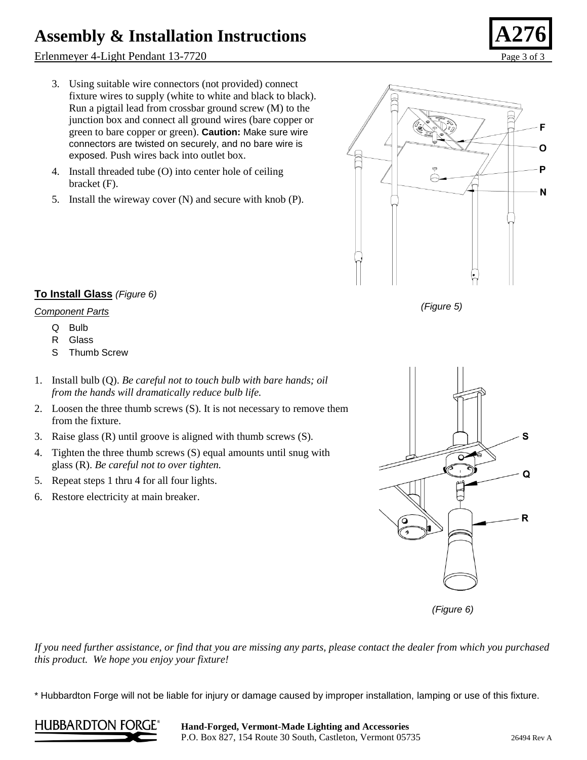# Assembly & Installation Instructions

**A276**

Erlenmeyer 4-Light Pendant 13-7720

3. Using suitable wire connectors (not provided) connect fixture wires to supply (white to white and black to black). Run a pigtail lead from crossbar ground screw (M) to the junction box and connect all ground wires (bare copper or green to bare copper or green). **Caution:** Make sure wire connectors are twisted on securely, and no bare wire is exposed. Push wires back into outlet box.
4. Install threaded tube (O) into center hole of ceiling bracket (F).
5. Install the wireway cover (N) and secure with knob (P).

F

O

P

N

*(Figure 5)*

## **To Install Glass** *(Figure 6)*

*Component Parts*

- Q Bulb
- R Glass
- S Thumb Screw

1. Install bulb (Q). *Be careful not to touch bulb with bare hands; oil from the hands will dramatically reduce bulb life.*
2. Loosen the three thumb screws (S). It is not necessary to remove them from the fixture.
3. Raise glass (R) until groove is aligned with thumb screws (S).
4. Tighten the three thumb screws (S) equal amounts until snug with glass (R). *Be careful not to over tighten.*
5. Repeat steps 1 thru 4 for all four lights.
6. Restore electricity at main breaker.

S

Q

R

*(Figure 6)*

*If you need further assistance, or find that you are missing any parts, please contact the dealer from which you purchased this product. We hope you enjoy your fixture!*

\* Hubbardton Forge will not be liable for injury or damage caused by improper installation, lamping or use of this fixture.

HUBBARDTON FORGE®

**Hand-Forged, Vermont-Made Lighting and Accessories**
P.O. Box 827, 154 Route 30 South, Castleton, Vermont 05735

26494 Rev A